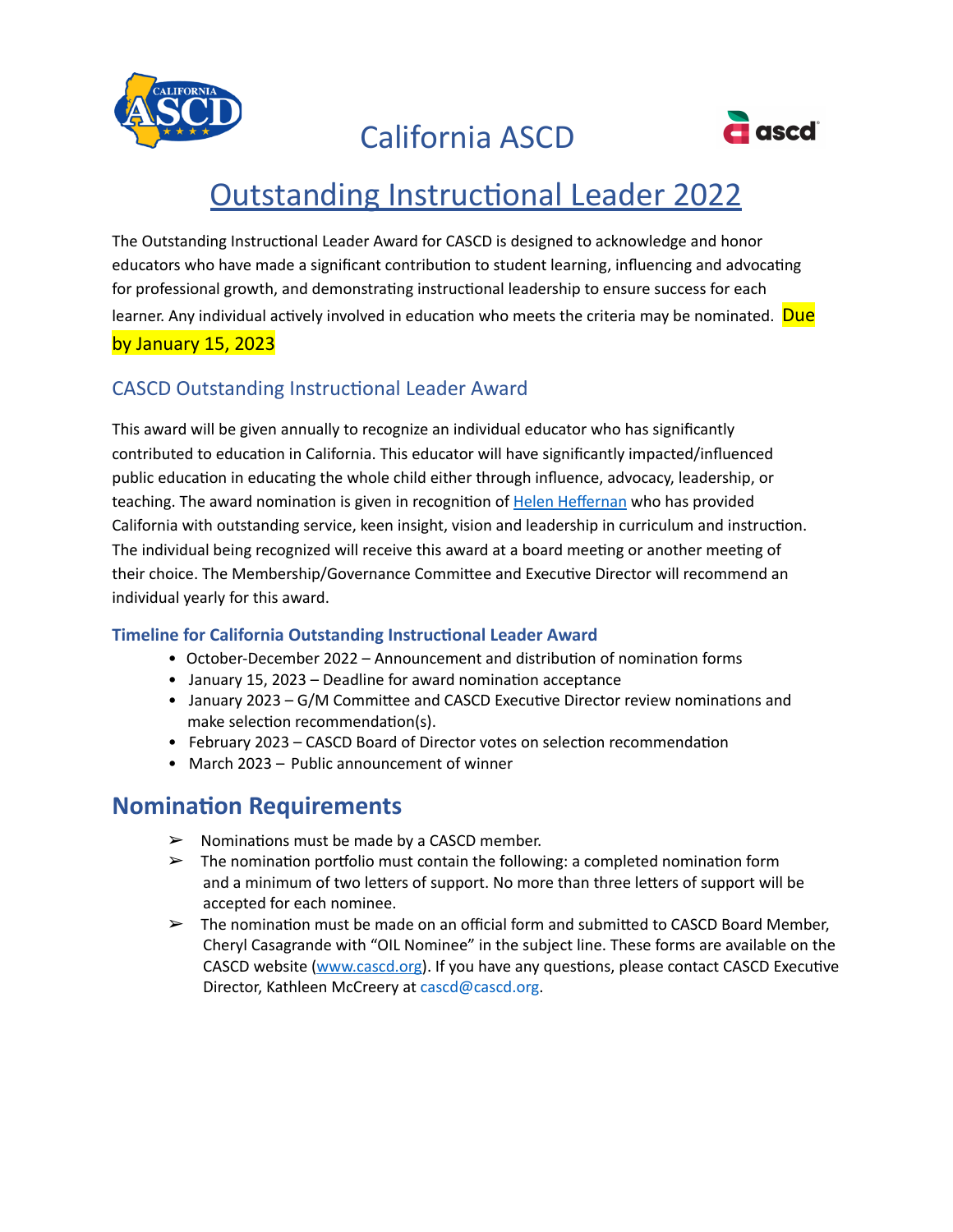# California ASCD

## Outstanding Instructional Leader 2022

The Outstanding Instructional Leader Award for CASCD is designed to acknowledge and honor educators who have made a significant contribution to student learning, influencing and advocating for professional growth, and demonstrating instructional leadership to ensure success for each learner. Any individual actively involved in education who meets the criteria may be nominated. Due by January 15, 2023

### CASCD Outstanding Instructional Leader Award

This award will be given annually to recognize an individual educator who has significantly contributed to education in California. This educator will have significantly impacted/influenced public education in educating the whole child either through influence, advocacy, leadership, or teaching. The award nomination is given in recognition of Helen Heffernan who has provided California with outstanding service, keen insight, vision and leadership in curriculum and instruction. The individual being recognized will receive this award at a board meeting or another meeting of their choice. The Membership/Governance Committee and Executive Director will recommend an individual yearly for this award.

#### Timeline for California Outstanding Instructional Leader Award

- October-December 2022 – Announcement and distribution of nomination forms
- January 15, 2023 – Deadline for award nomination acceptance
- January 2023 – G/M Committee and CASCD Executive Director review nominations and make selection recommendation(s).
- February 2023 – CASCD Board of Director votes on selection recommendation
- March 2023 – Public announcement of winner

## Nomination Requirements

- Nominations must be made by a CASCD member.
- The nomination portfolio must contain the following: a completed nomination form and a minimum of two letters of support. No more than three letters of support will be accepted for each nominee.
- The nomination must be made on an official form and submitted to CASCD Board Member, Cheryl Casagrande with "OIL Nominee" in the subject line. These forms are available on the CASCD website (www.cascd.org). If you have any questions, please contact CASCD Executive Director, Kathleen McCreery at cascd@cascd.org.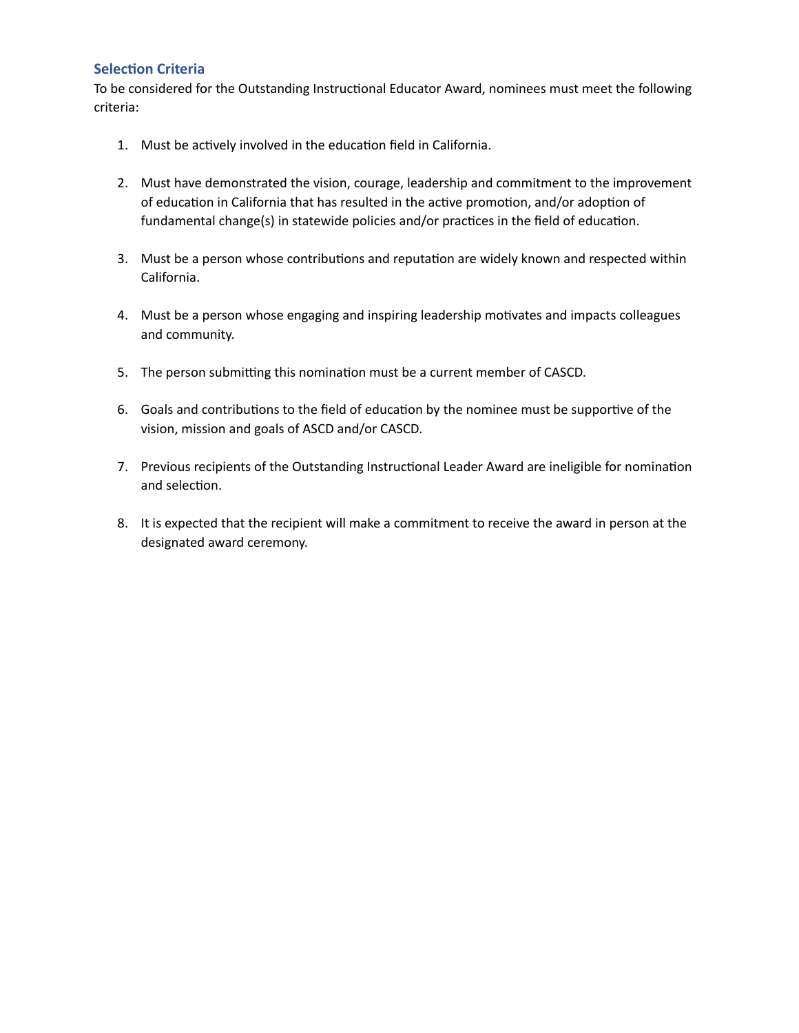## Selection Criteria

To be considered for the Outstanding Instructional Educator Award, nominees must meet the following criteria:

1. Must be actively involved in the education field in California.

2. Must have demonstrated the vision, courage, leadership and commitment to the improvement of education in California that has resulted in the active promotion, and/or adoption of fundamental change(s) in statewide policies and/or practices in the field of education.

3. Must be a person whose contributions and reputation are widely known and respected within California.

4. Must be a person whose engaging and inspiring leadership motivates and impacts colleagues and community.

5. The person submitting this nomination must be a current member of CASCD.

6. Goals and contributions to the field of education by the nominee must be supportive of the vision, mission and goals of ASCD and/or CASCD.

7. Previous recipients of the Outstanding Instructional Leader Award are ineligible for nomination and selection.

8. It is expected that the recipient will make a commitment to receive the award in person at the designated award ceremony.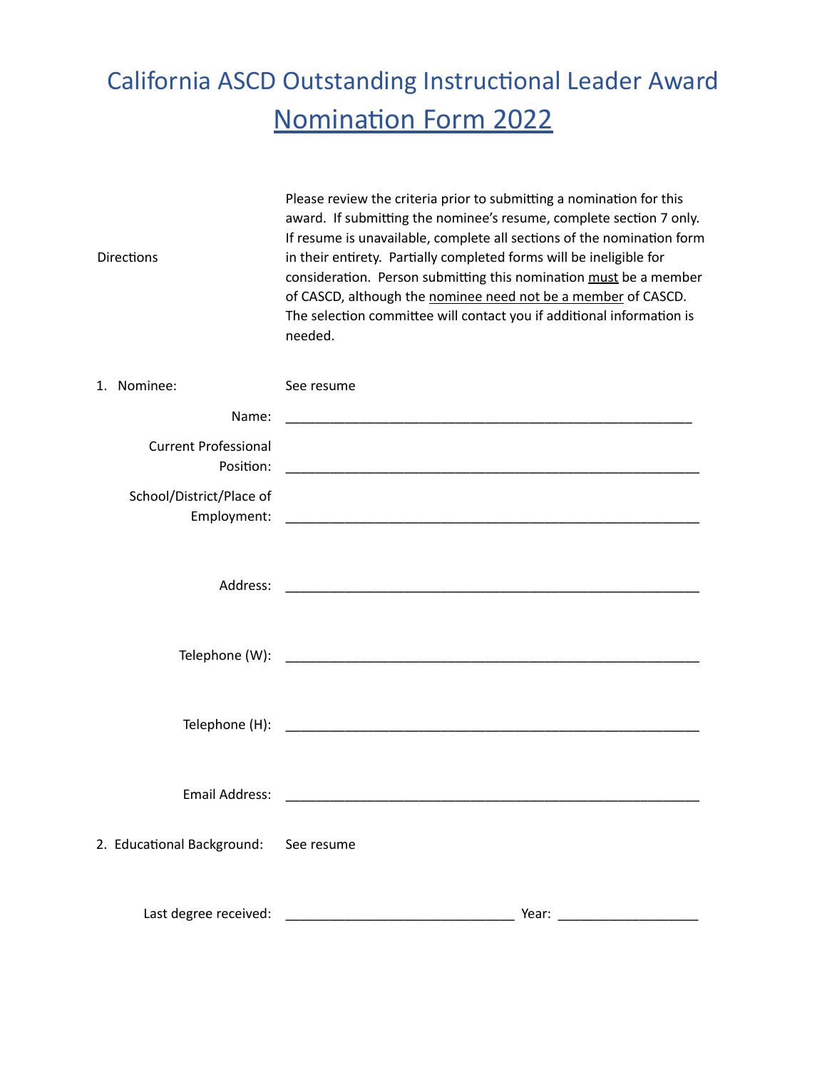# California ASCD Outstanding Instructional Leader Award

## Nomination Form 2022

Directions

Please review the criteria prior to submitting a nomination for this award. If submitting the nominee's resume, complete section 7 only. If resume is unavailable, complete all sections of the nomination form in their entirety. Partially completed forms will be ineligible for consideration. Person submitting this nomination must be a member of CASCD, although the nominee need not be a member of CASCD. The selection committee will contact you if additional information is needed.

1. Nominee: See resume

Name: ________________________________________________________

Current Professional Position: ________________________________________________________

School/District/Place of Employment: ________________________________________________________

Address: ________________________________________________________

Telephone (W): ________________________________________________________

Telephone (H): ________________________________________________________

Email Address: ________________________________________________________

2. Educational Background: See resume

Last degree received: ______________________________ Year: __________________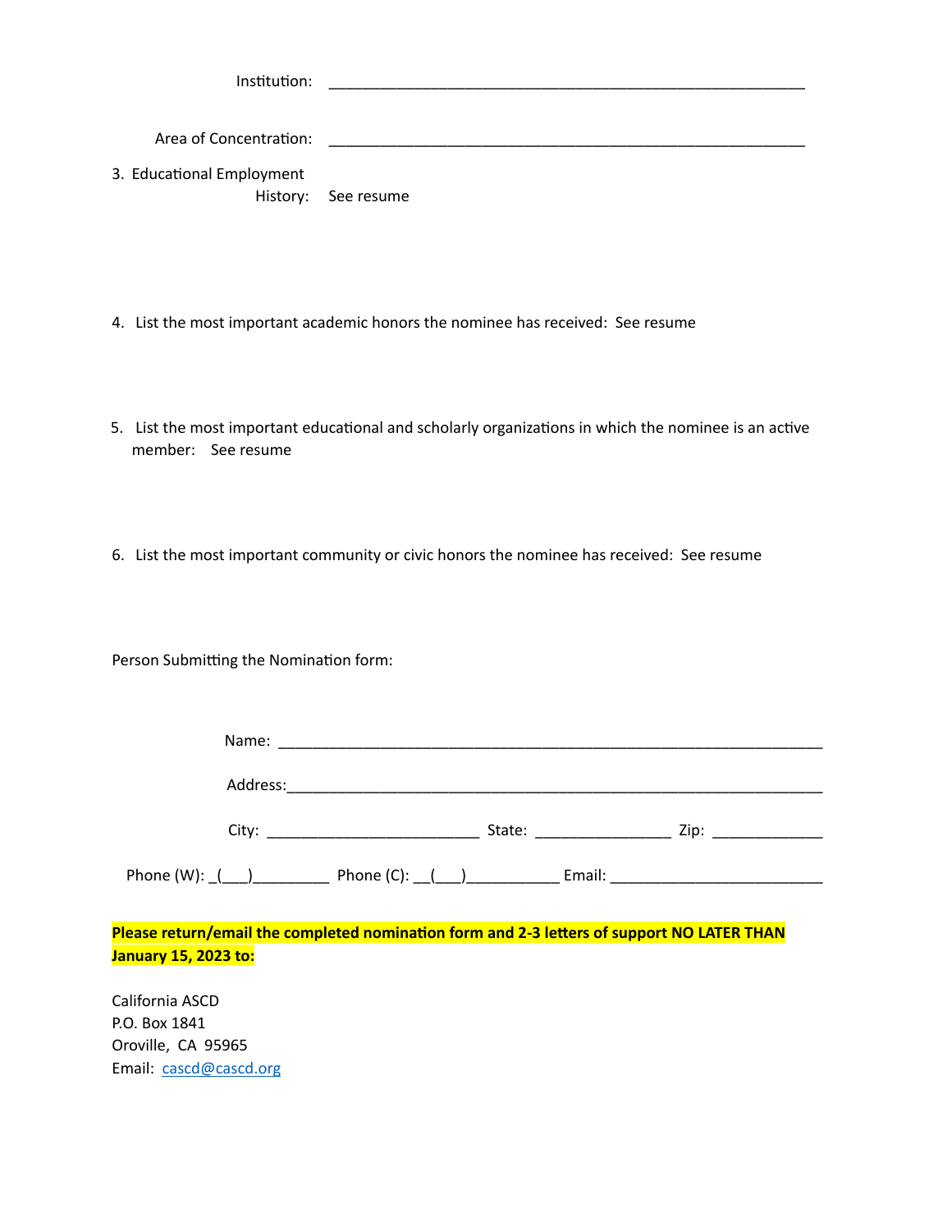Institution: ___________________________________________________________

Area of Concentration: ___________________________________________________________

3. Educational Employment History: See resume

4. List the most important academic honors the nominee has received: See resume

5. List the most important educational and scholarly organizations in which the nominee is an active member: See resume

6. List the most important community or civic honors the nominee has received: See resume

Person Submitting the Nomination form:

Name: ___________________________________________________________________

Address:__________________________________________________________________

City: _________________________ State: ________________ Zip: _____________

Phone (W): _(___)_________ Phone (C): __(___)___________ Email: _________________________

**Please return/email the completed nomination form and 2-3 letters of support NO LATER THAN January 15, 2023 to:**

California ASCD  
P.O. Box 1841  
Oroville, CA 95965  
Email: cascd@cascd.org